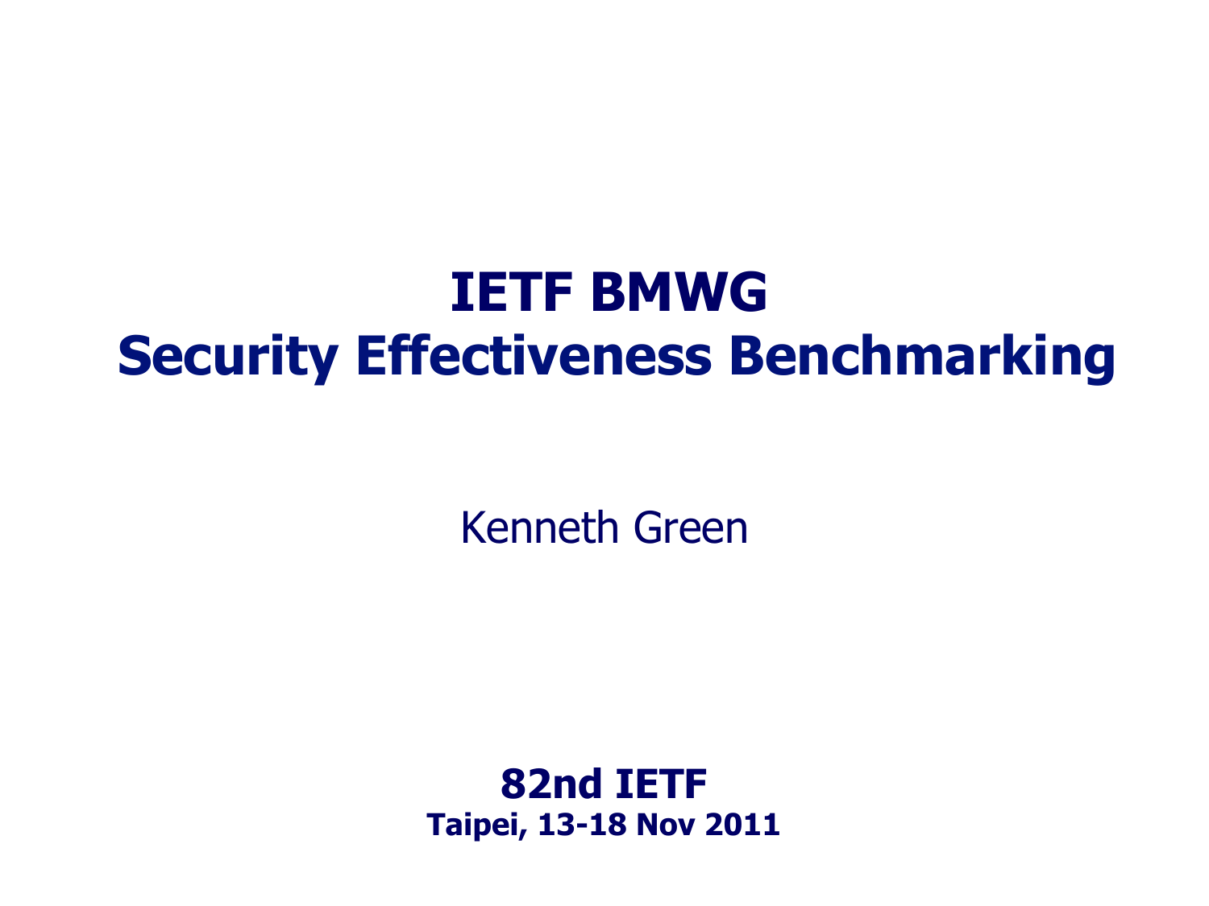# IETF BMWG
# Security Effectiveness Benchmarking

Kenneth Green

**82nd IETF**
**Taipei, 13-18 Nov 2011**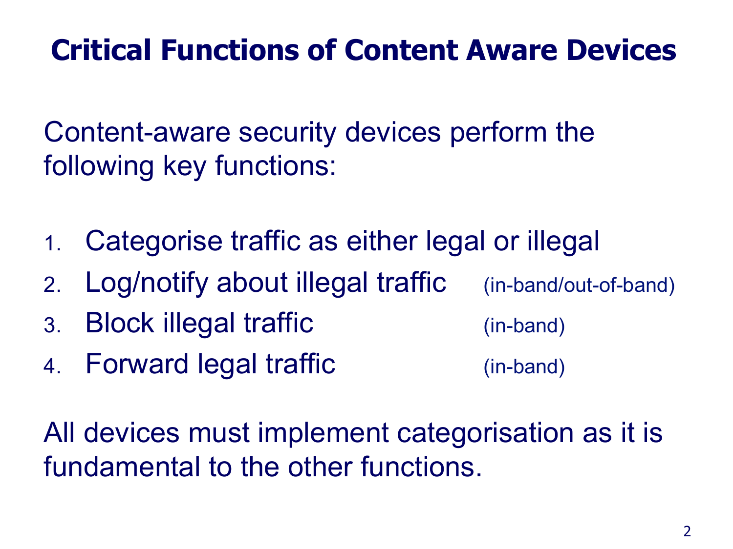# Critical Functions of Content Aware Devices

Content-aware security devices perform the following key functions:

1. Categorise traffic as either legal or illegal
2. Log/notify about illegal traffic (in-band/out-of-band)
3. Block illegal traffic (in-band)
4. Forward legal traffic (in-band)

All devices must implement categorisation as it is fundamental to the other functions.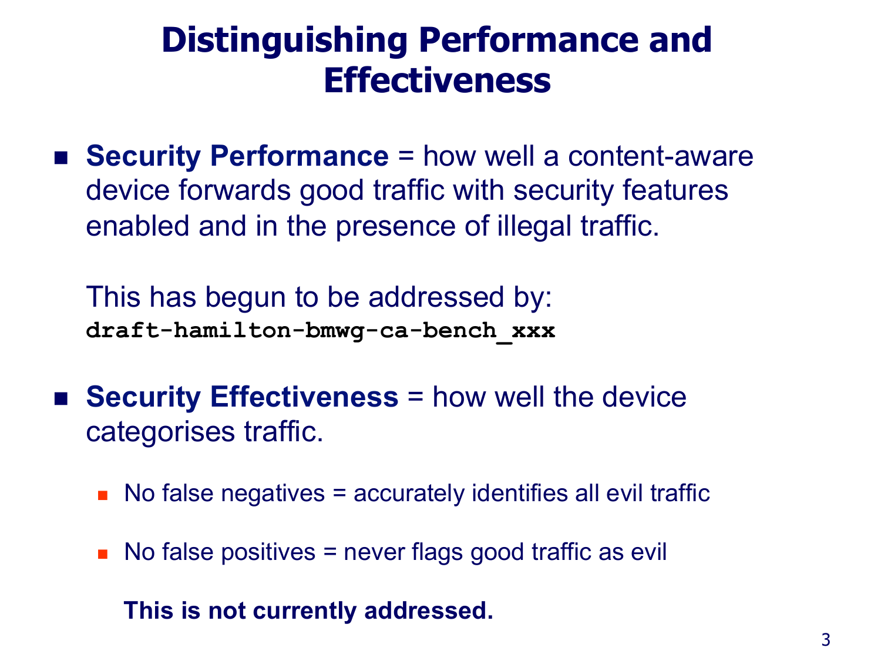# Distinguishing Performance and Effectiveness

- **Security Performance** = how well a content-aware device forwards good traffic with security features enabled and in the presence of illegal traffic.

  This has begun to be addressed by:
  **`draft-hamilton-bmwg-ca-bench_xxx`**

- **Security Effectiveness** = how well the device categorises traffic.

  - No false negatives = accurately identifies all evil traffic
  - No false positives = never flags good traffic as evil

  **This is not currently addressed.**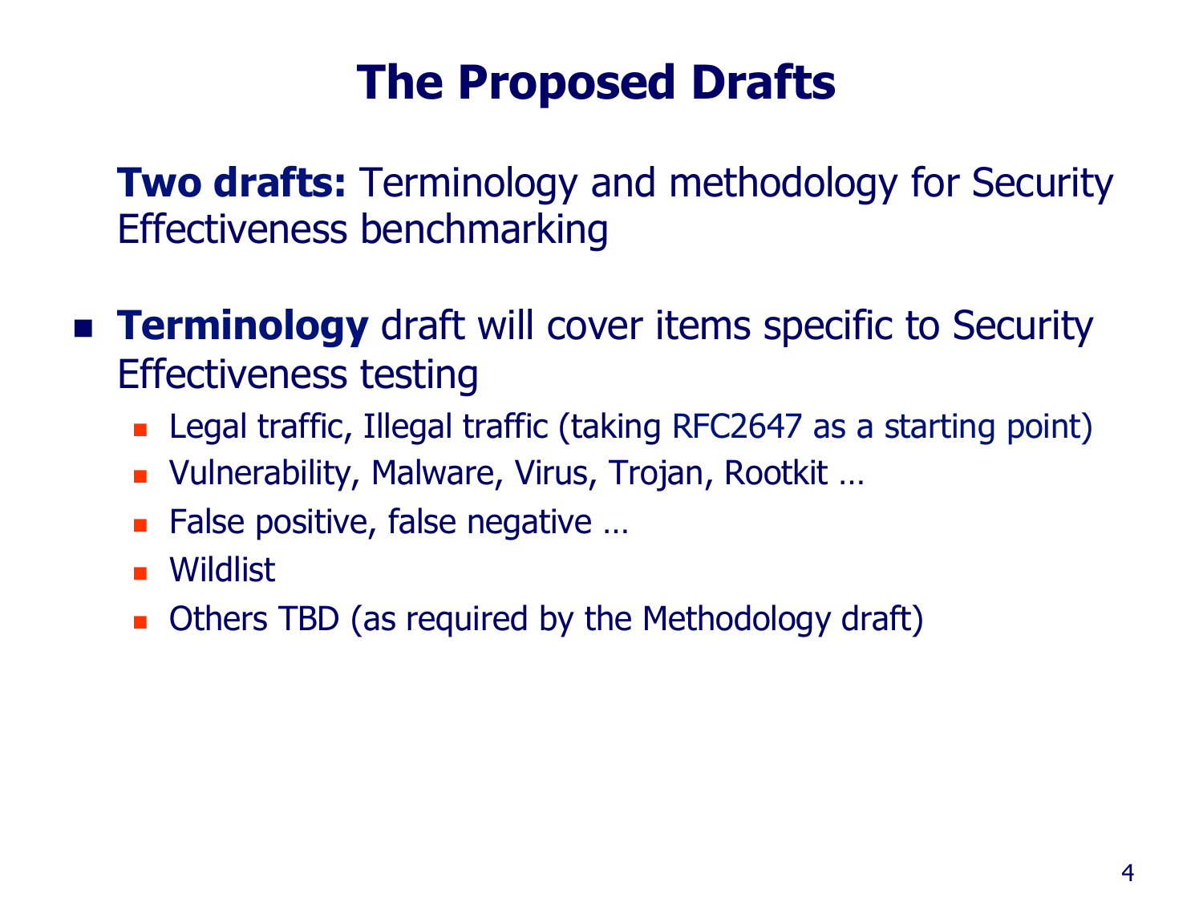# The Proposed Drafts

**Two drafts:** Terminology and methodology for Security Effectiveness benchmarking

- **Terminology** draft will cover items specific to Security Effectiveness testing
  - Legal traffic, Illegal traffic (taking RFC2647 as a starting point)
  - Vulnerability, Malware, Virus, Trojan, Rootkit …
  - False positive, false negative …
  - Wildlist
  - Others TBD (as required by the Methodology draft)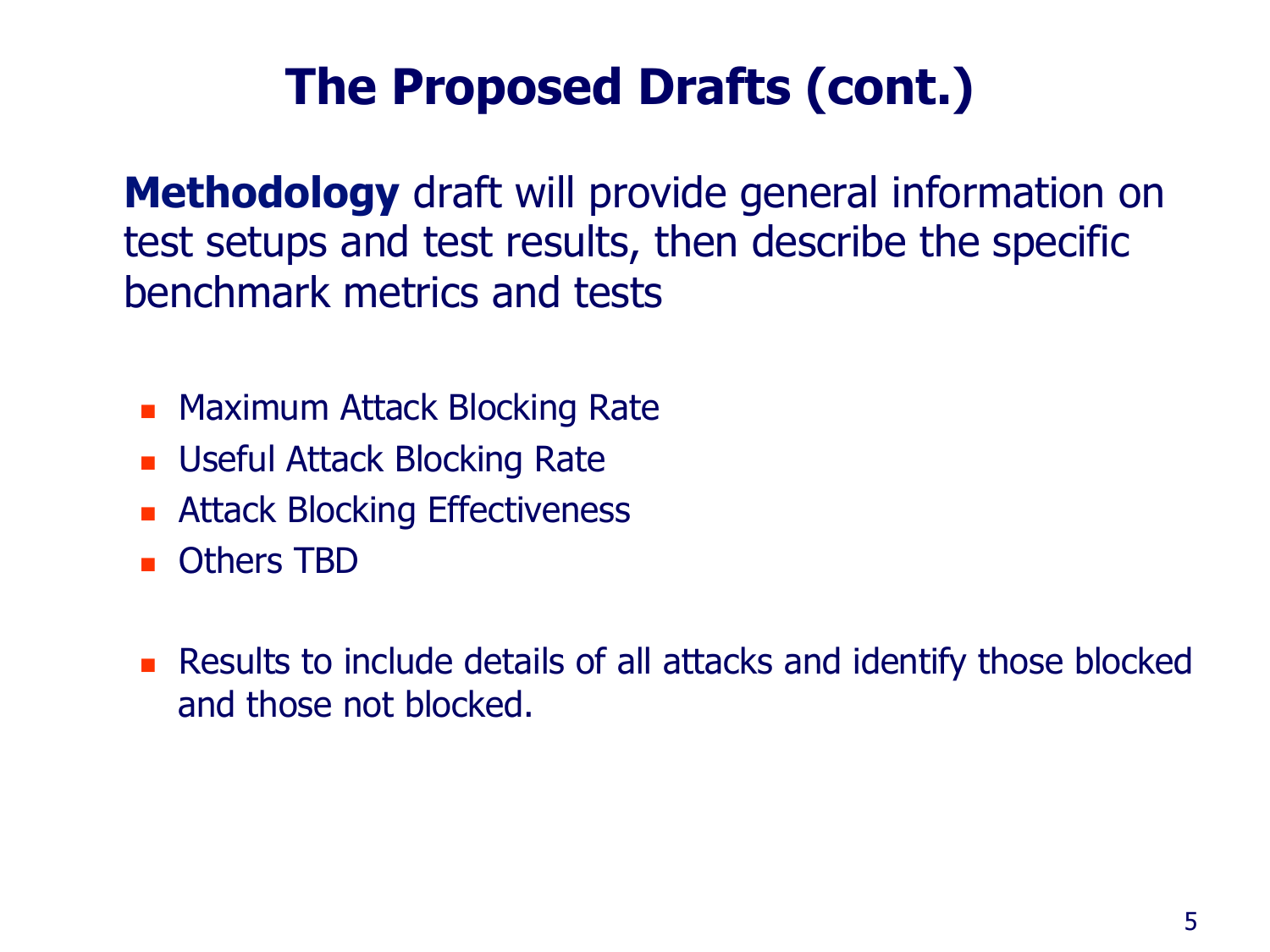# The Proposed Drafts (cont.)

**Methodology** draft will provide general information on test setups and test results, then describe the specific benchmark metrics and tests

- Maximum Attack Blocking Rate
- Useful Attack Blocking Rate
- Attack Blocking Effectiveness
- Others TBD

- Results to include details of all attacks and identify those blocked and those not blocked.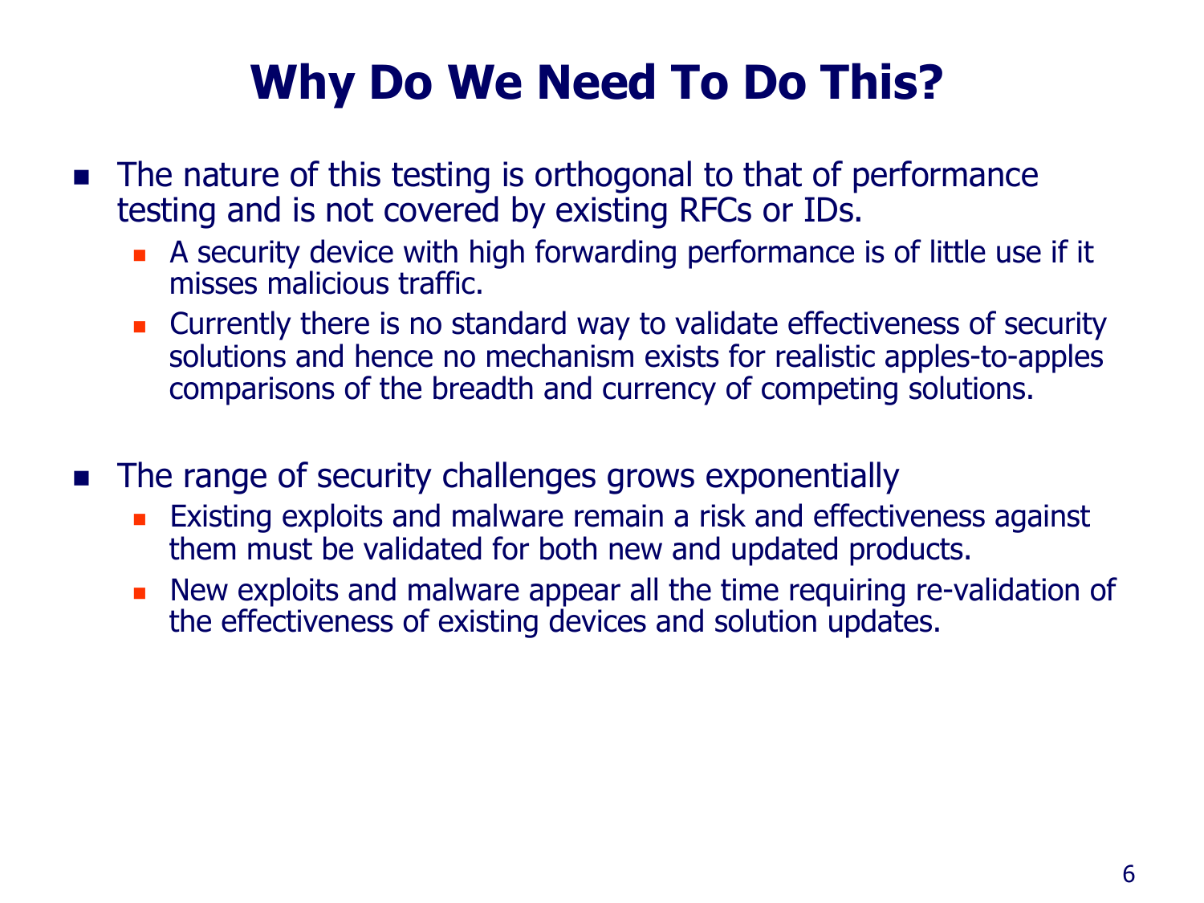# Why Do We Need To Do This?

- The nature of this testing is orthogonal to that of performance testing and is not covered by existing RFCs or IDs.
  - A security device with high forwarding performance is of little use if it misses malicious traffic.
  - Currently there is no standard way to validate effectiveness of security solutions and hence no mechanism exists for realistic apples-to-apples comparisons of the breadth and currency of competing solutions.

- The range of security challenges grows exponentially
  - Existing exploits and malware remain a risk and effectiveness against them must be validated for both new and updated products.
  - New exploits and malware appear all the time requiring re-validation of the effectiveness of existing devices and solution updates.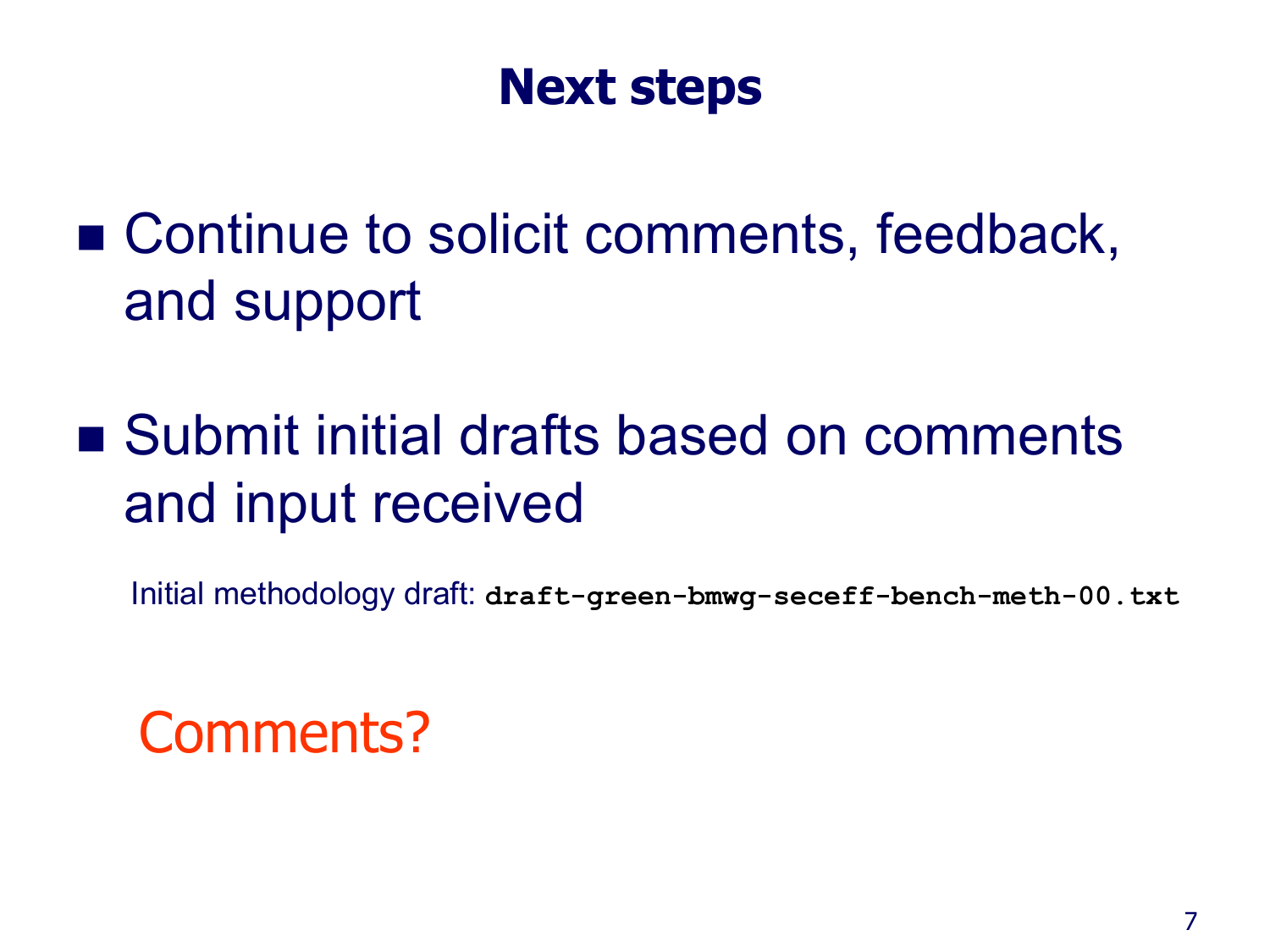# Next steps

- Continue to solicit comments, feedback, and support

- Submit initial drafts based on comments and input received

  Initial methodology draft: `draft-green-bmwg-seceff-bench-meth-00.txt`

Comments?